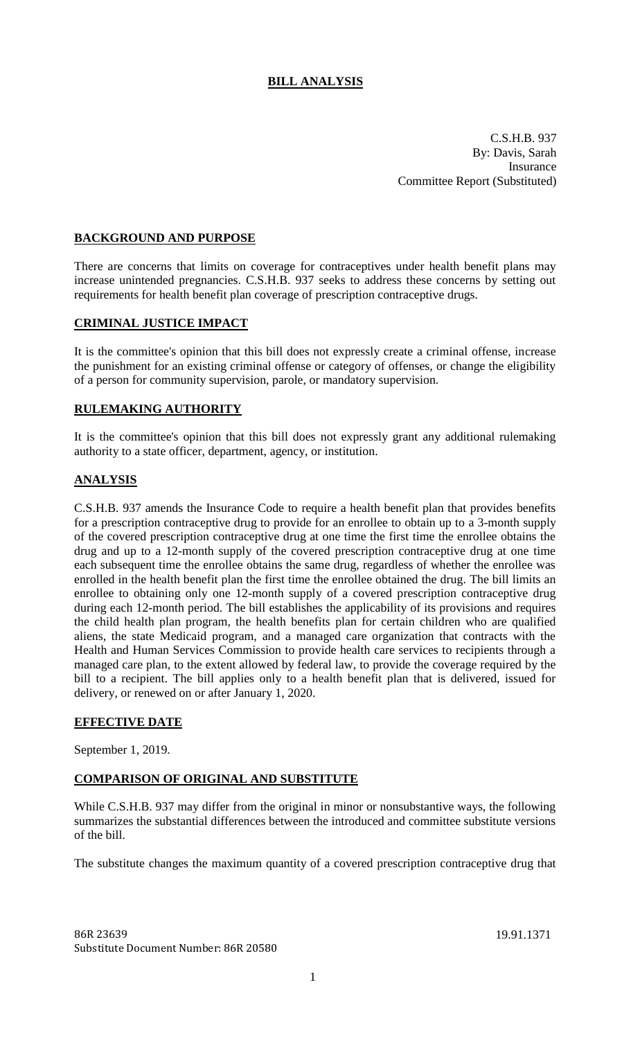# BILL ANALYSIS

C.S.H.B. 937
By: Davis, Sarah
Insurance
Committee Report (Substituted)

## BACKGROUND AND PURPOSE

There are concerns that limits on coverage for contraceptives under health benefit plans may increase unintended pregnancies. C.S.H.B. 937 seeks to address these concerns by setting out requirements for health benefit plan coverage of prescription contraceptive drugs.

## CRIMINAL JUSTICE IMPACT

It is the committee's opinion that this bill does not expressly create a criminal offense, increase the punishment for an existing criminal offense or category of offenses, or change the eligibility of a person for community supervision, parole, or mandatory supervision.

## RULEMAKING AUTHORITY

It is the committee's opinion that this bill does not expressly grant any additional rulemaking authority to a state officer, department, agency, or institution.

## ANALYSIS

C.S.H.B. 937 amends the Insurance Code to require a health benefit plan that provides benefits for a prescription contraceptive drug to provide for an enrollee to obtain up to a 3-month supply of the covered prescription contraceptive drug at one time the first time the enrollee obtains the drug and up to a 12-month supply of the covered prescription contraceptive drug at one time each subsequent time the enrollee obtains the same drug, regardless of whether the enrollee was enrolled in the health benefit plan the first time the enrollee obtained the drug. The bill limits an enrollee to obtaining only one 12-month supply of a covered prescription contraceptive drug during each 12-month period. The bill establishes the applicability of its provisions and requires the child health plan program, the health benefits plan for certain children who are qualified aliens, the state Medicaid program, and a managed care organization that contracts with the Health and Human Services Commission to provide health care services to recipients through a managed care plan, to the extent allowed by federal law, to provide the coverage required by the bill to a recipient. The bill applies only to a health benefit plan that is delivered, issued for delivery, or renewed on or after January 1, 2020.

## EFFECTIVE DATE

September 1, 2019.

## COMPARISON OF ORIGINAL AND SUBSTITUTE

While C.S.H.B. 937 may differ from the original in minor or nonsubstantive ways, the following summarizes the substantial differences between the introduced and committee substitute versions of the bill.

The substitute changes the maximum quantity of a covered prescription contraceptive drug that

86R 23639 19.91.1371
Substitute Document Number: 86R 20580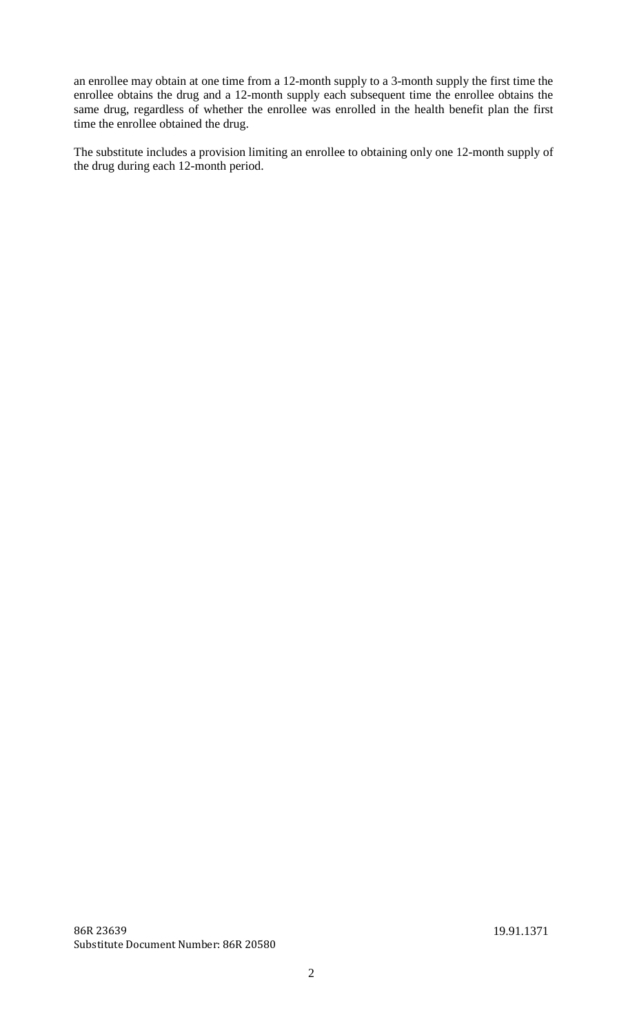an enrollee may obtain at one time from a 12-month supply to a 3-month supply the first time the enrollee obtains the drug and a 12-month supply each subsequent time the enrollee obtains the same drug, regardless of whether the enrollee was enrolled in the health benefit plan the first time the enrollee obtained the drug.

The substitute includes a provision limiting an enrollee to obtaining only one 12-month supply of the drug during each 12-month period.

86R 23639 19.91.1371

Substitute Document Number: 86R 20580